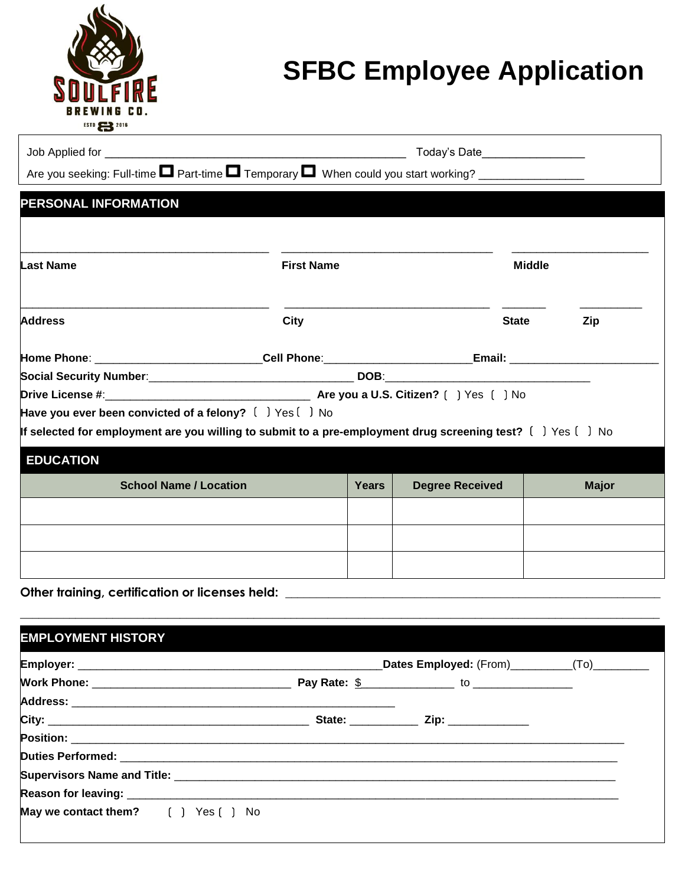# SFBC Employee Application

Job Applied for ______________________________________________ Today's Date_______________

Are you seeking: Full-time ☐ Part-time ☐ Temporary ☐ When could you start working? _______________

## PERSONAL INFORMATION

_____________________________________ _______________________________ ____________________

**Last Name** **First Name** **Middle**

_____________________________________ _______________________________ _______ _________

**Address** **City** **State** **Zip**

**Home Phone**: _______________________**Cell Phone**:_____________________**Email:** ______________________

**Social Security Number**:______________________________ **DOB**:_______________________________

**Drive License #**:_______________________________ **Are you a U.S. Citizen?** ( ) Yes ( ) No

**Have you ever been convicted of a felony?** ( ) Yes ( ) No

**If selected for employment are you willing to submit to a pre-employment drug screening test?** ( ) Yes ( ) No

## EDUCATION

| School Name / Location | Years | Degree Received | Major |
|---|---|---|---|
| | | | |
| | | | |
| | | | |

**Other training, certification or licenses held:** ____________________________________________________

_____________________________________________________________________________________________

## EMPLOYMENT HISTORY

**Employer:** ______________________________________________**Dates Employed:** (From)_________(To)_________

**Work Phone:** ______________________________ **Pay Rate:** $______________ to _______________

**Address:** ________________________________________________

**City:** ________________________________________ **State:** __________ **Zip:** ____________

**Position:** ________________________________________________________________________________

**Duties Performed:** __________________________________________________________________________

**Supervisors Name and Title:** ____________________________________________________________________

**Reason for leaving:** _________________________________________________________________________

**May we contact them?** ( ) Yes ( ) No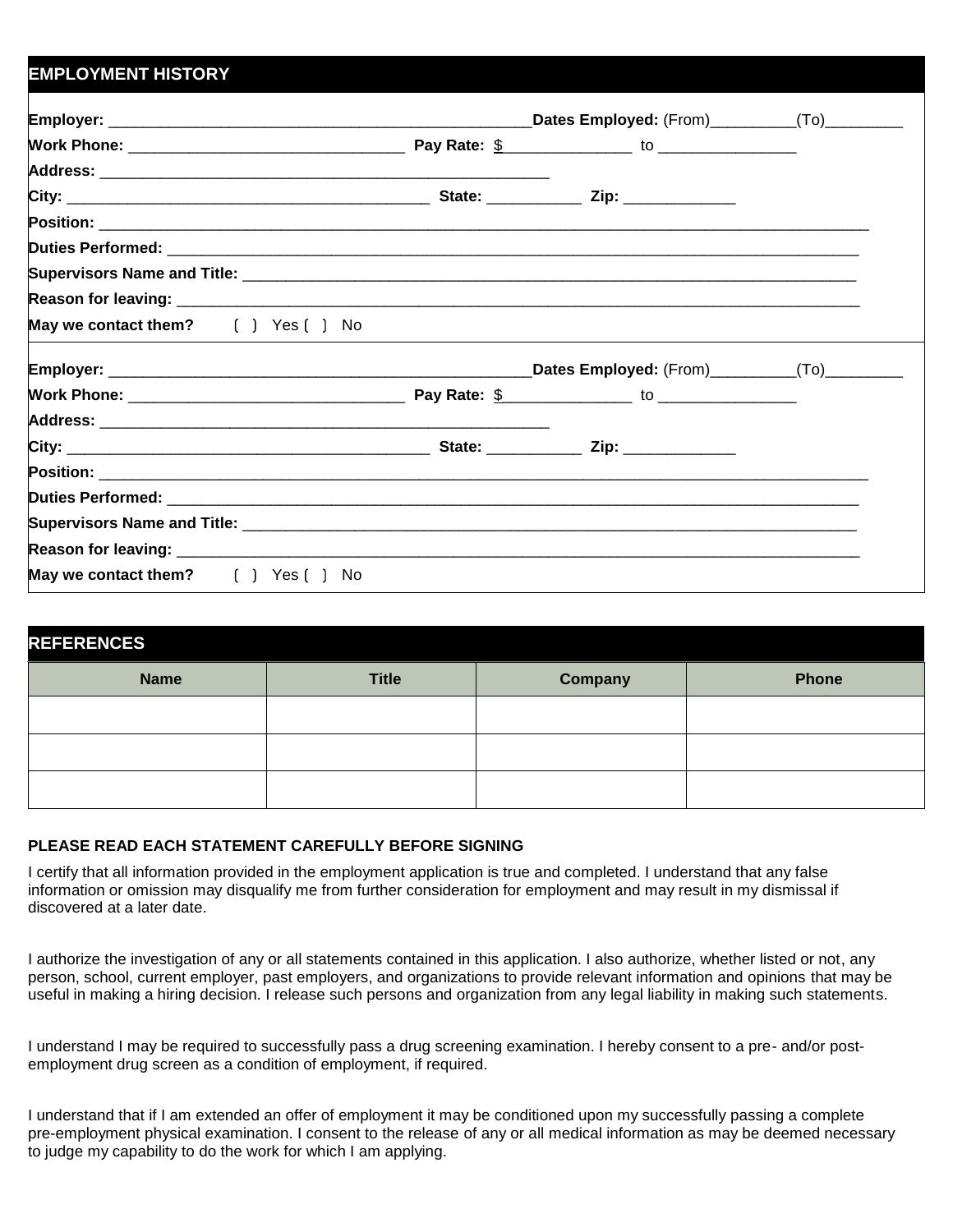## EMPLOYMENT HISTORY

**Employer:** ____________________________________________________ **Dates Employed:** (From)__________(To)_________

**Work Phone:** _________________________________ **Pay Rate:** $_______________ to ________________

**Address:** ______________________________________________________

**City:** ____________________________________________ **State:** ___________ **Zip:** _____________

**Position:** _____________________________________________________________________________________________

**Duties Performed:** ______________________________________________________________________________________

**Supervisors Name and Title:** _______________________________________________________________________________

**Reason for leaving:** ______________________________________________________________________________________

**May we contact them?** [ ] Yes [ ] No

**Employer:** ____________________________________________________ **Dates Employed:** (From)__________(To)_________

**Work Phone:** _________________________________ **Pay Rate:** $_______________ to ________________

**Address:** ______________________________________________________

**City:** ____________________________________________ **State:** ___________ **Zip:** _____________

**Position:** _____________________________________________________________________________________________

**Duties Performed:** ______________________________________________________________________________________

**Supervisors Name and Title:** _______________________________________________________________________________

**Reason for leaving:** ______________________________________________________________________________________

**May we contact them?** [ ] Yes [ ] No

## REFERENCES

| Name | Title | Company | Phone |
|---|---|---|---|
| | | | |
| | | | |
| | | | |

**PLEASE READ EACH STATEMENT CAREFULLY BEFORE SIGNING**

I certify that all information provided in the employment application is true and completed. I understand that any false information or omission may disqualify me from further consideration for employment and may result in my dismissal if discovered at a later date.

I authorize the investigation of any or all statements contained in this application. I also authorize, whether listed or not, any person, school, current employer, past employers, and organizations to provide relevant information and opinions that may be useful in making a hiring decision. I release such persons and organization from any legal liability in making such statements.

I understand I may be required to successfully pass a drug screening examination. I hereby consent to a pre- and/or post-employment drug screen as a condition of employment, if required.

I understand that if I am extended an offer of employment it may be conditioned upon my successfully passing a complete pre-employment physical examination. I consent to the release of any or all medical information as may be deemed necessary to judge my capability to do the work for which I am applying.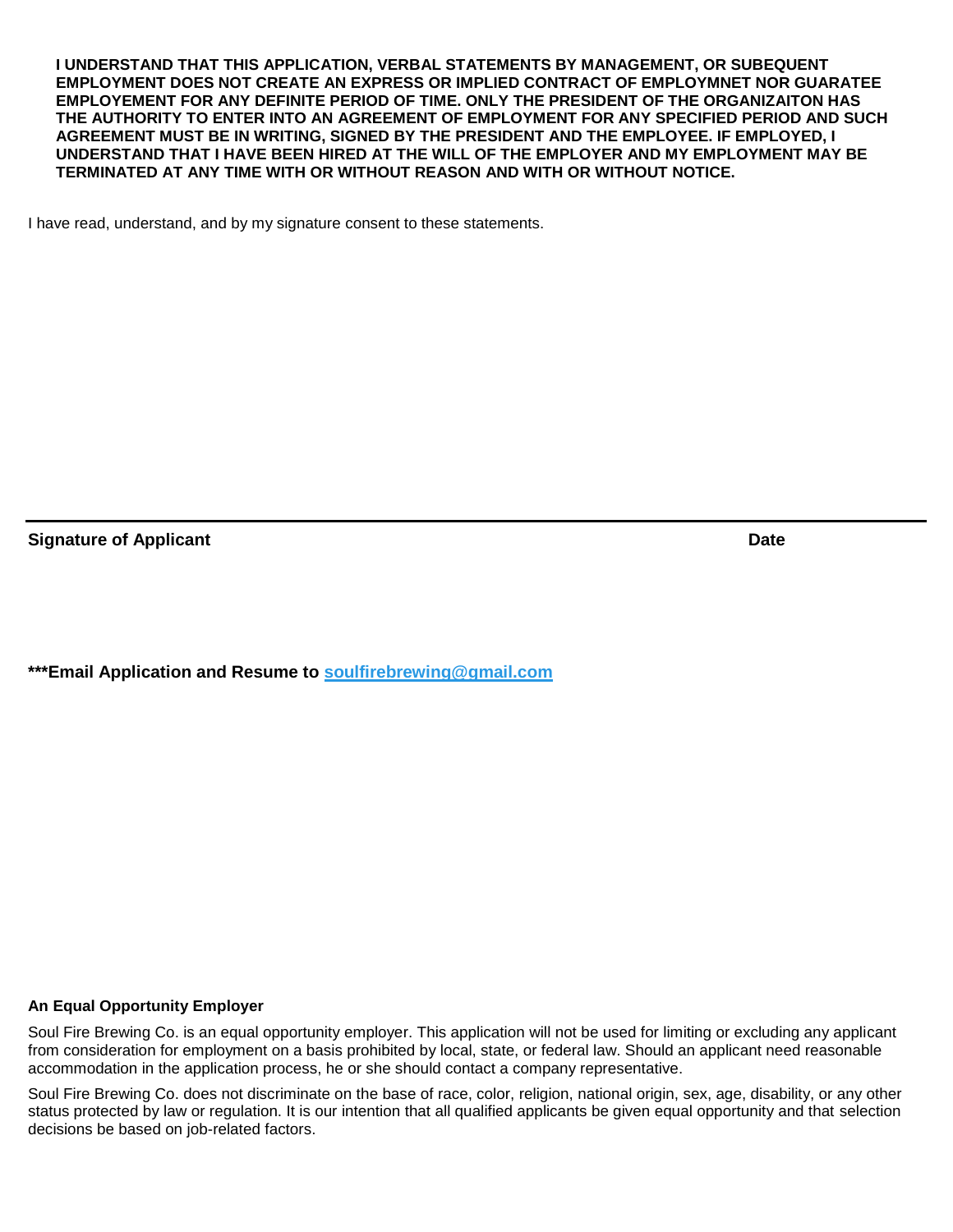**I UNDERSTAND THAT THIS APPLICATION, VERBAL STATEMENTS BY MANAGEMENT, OR SUBEQUENT EMPLOYMENT DOES NOT CREATE AN EXPRESS OR IMPLIED CONTRACT OF EMPLOYMNET NOR GUARATEE EMPLOYEMENT FOR ANY DEFINITE PERIOD OF TIME. ONLY THE PRESIDENT OF THE ORGANIZAITON HAS THE AUTHORITY TO ENTER INTO AN AGREEMENT OF EMPLOYMENT FOR ANY SPECIFIED PERIOD AND SUCH AGREEMENT MUST BE IN WRITING, SIGNED BY THE PRESIDENT AND THE EMPLOYEE. IF EMPLOYED, I UNDERSTAND THAT I HAVE BEEN HIRED AT THE WILL OF THE EMPLOYER AND MY EMPLOYMENT MAY BE TERMINATED AT ANY TIME WITH OR WITHOUT REASON AND WITH OR WITHOUT NOTICE.**

I have read, understand, and by my signature consent to these statements.

**Signature of Applicant** **Date**

**\*\*\*Email Application and Resume to soulfirebrewing@gmail.com**

**An Equal Opportunity Employer**

Soul Fire Brewing Co. is an equal opportunity employer. This application will not be used for limiting or excluding any applicant from consideration for employment on a basis prohibited by local, state, or federal law. Should an applicant need reasonable accommodation in the application process, he or she should contact a company representative.

Soul Fire Brewing Co. does not discriminate on the base of race, color, religion, national origin, sex, age, disability, or any other status protected by law or regulation. It is our intention that all qualified applicants be given equal opportunity and that selection decisions be based on job-related factors.